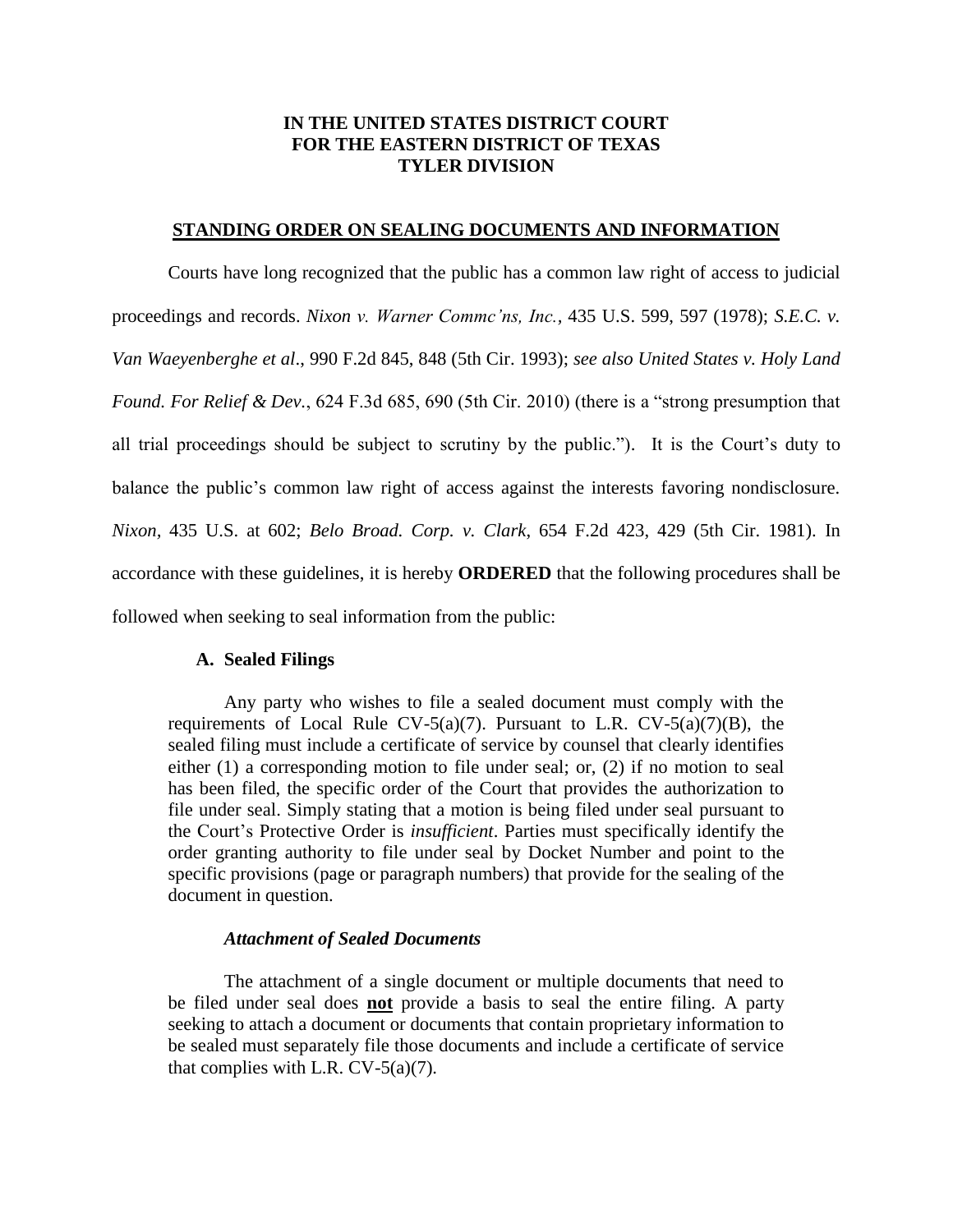**IN THE UNITED STATES DISTRICT COURT**
**FOR THE EASTERN DISTRICT OF TEXAS**
**TYLER DIVISION**

**STANDING ORDER ON SEALING DOCUMENTS AND INFORMATION**

Courts have long recognized that the public has a common law right of access to judicial proceedings and records. *Nixon v. Warner Commc'ns, Inc.*, 435 U.S. 599, 597 (1978); *S.E.C. v. Van Waeyenberghe et al*., 990 F.2d 845, 848 (5th Cir. 1993); *see also United States v. Holy Land Found. For Relief & Dev.*, 624 F.3d 685, 690 (5th Cir. 2010) (there is a "strong presumption that all trial proceedings should be subject to scrutiny by the public."). It is the Court's duty to balance the public's common law right of access against the interests favoring nondisclosure. *Nixon*, 435 U.S. at 602; *Belo Broad. Corp. v. Clark*, 654 F.2d 423, 429 (5th Cir. 1981). In accordance with these guidelines, it is hereby **ORDERED** that the following procedures shall be followed when seeking to seal information from the public:

**A. Sealed Filings**

Any party who wishes to file a sealed document must comply with the requirements of Local Rule CV-5(a)(7). Pursuant to L.R. CV-5(a)(7)(B), the sealed filing must include a certificate of service by counsel that clearly identifies either (1) a corresponding motion to file under seal; or, (2) if no motion to seal has been filed, the specific order of the Court that provides the authorization to file under seal. Simply stating that a motion is being filed under seal pursuant to the Court's Protective Order is *insufficient*. Parties must specifically identify the order granting authority to file under seal by Docket Number and point to the specific provisions (page or paragraph numbers) that provide for the sealing of the document in question.

***Attachment of Sealed Documents***

The attachment of a single document or multiple documents that need to be filed under seal does **not** provide a basis to seal the entire filing. A party seeking to attach a document or documents that contain proprietary information to be sealed must separately file those documents and include a certificate of service that complies with L.R. CV-5(a)(7).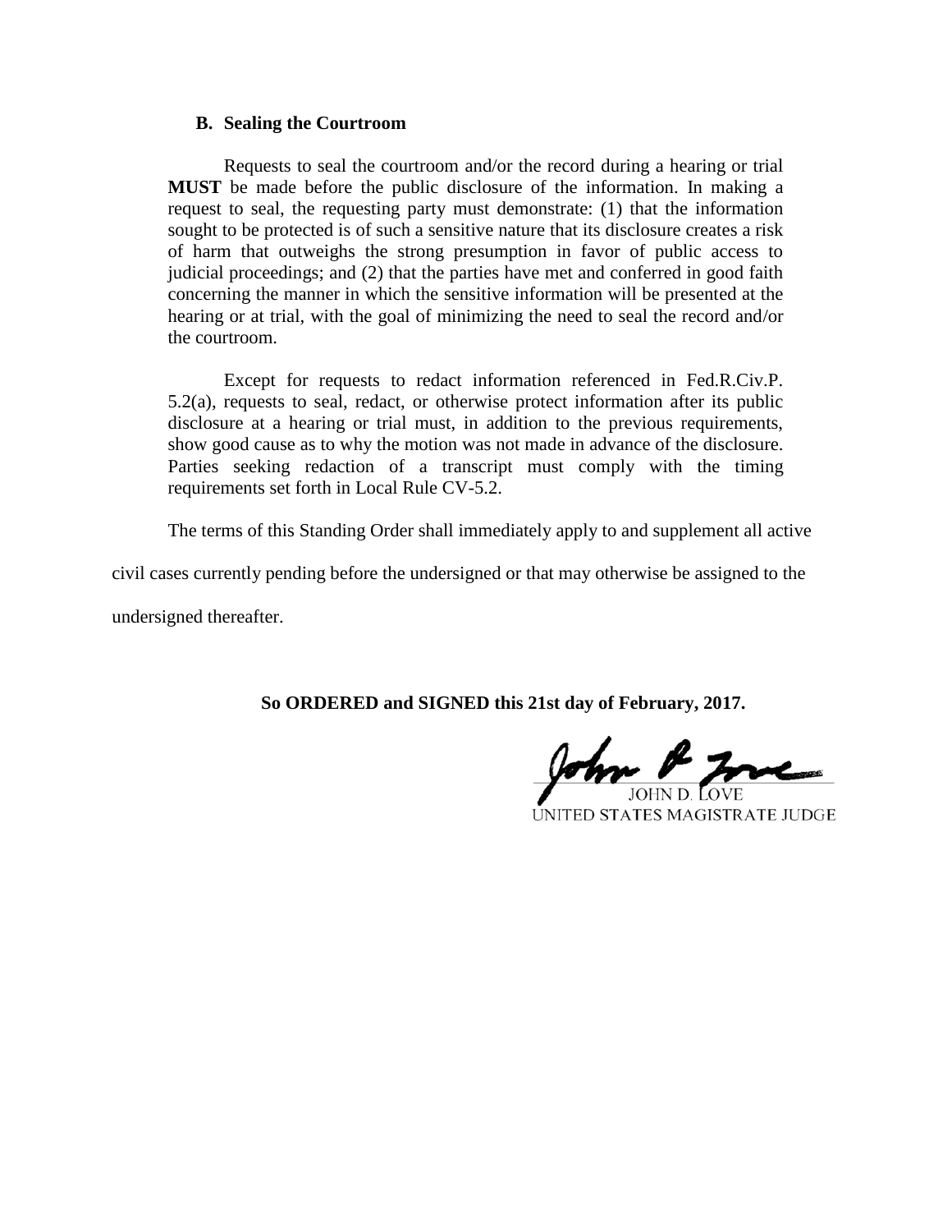### B. Sealing the Courtroom

Requests to seal the courtroom and/or the record during a hearing or trial **MUST** be made before the public disclosure of the information. In making a request to seal, the requesting party must demonstrate: (1) that the information sought to be protected is of such a sensitive nature that its disclosure creates a risk of harm that outweighs the strong presumption in favor of public access to judicial proceedings; and (2) that the parties have met and conferred in good faith concerning the manner in which the sensitive information will be presented at the hearing or at trial, with the goal of minimizing the need to seal the record and/or the courtroom.

Except for requests to redact information referenced in Fed.R.Civ.P. 5.2(a), requests to seal, redact, or otherwise protect information after its public disclosure at a hearing or trial must, in addition to the previous requirements, show good cause as to why the motion was not made in advance of the disclosure. Parties seeking redaction of a transcript must comply with the timing requirements set forth in Local Rule CV-5.2.

The terms of this Standing Order shall immediately apply to and supplement all active civil cases currently pending before the undersigned or that may otherwise be assigned to the undersigned thereafter.

**So ORDERED and SIGNED this 21st day of February, 2017.**

JOHN D. LOVE
UNITED STATES MAGISTRATE JUDGE